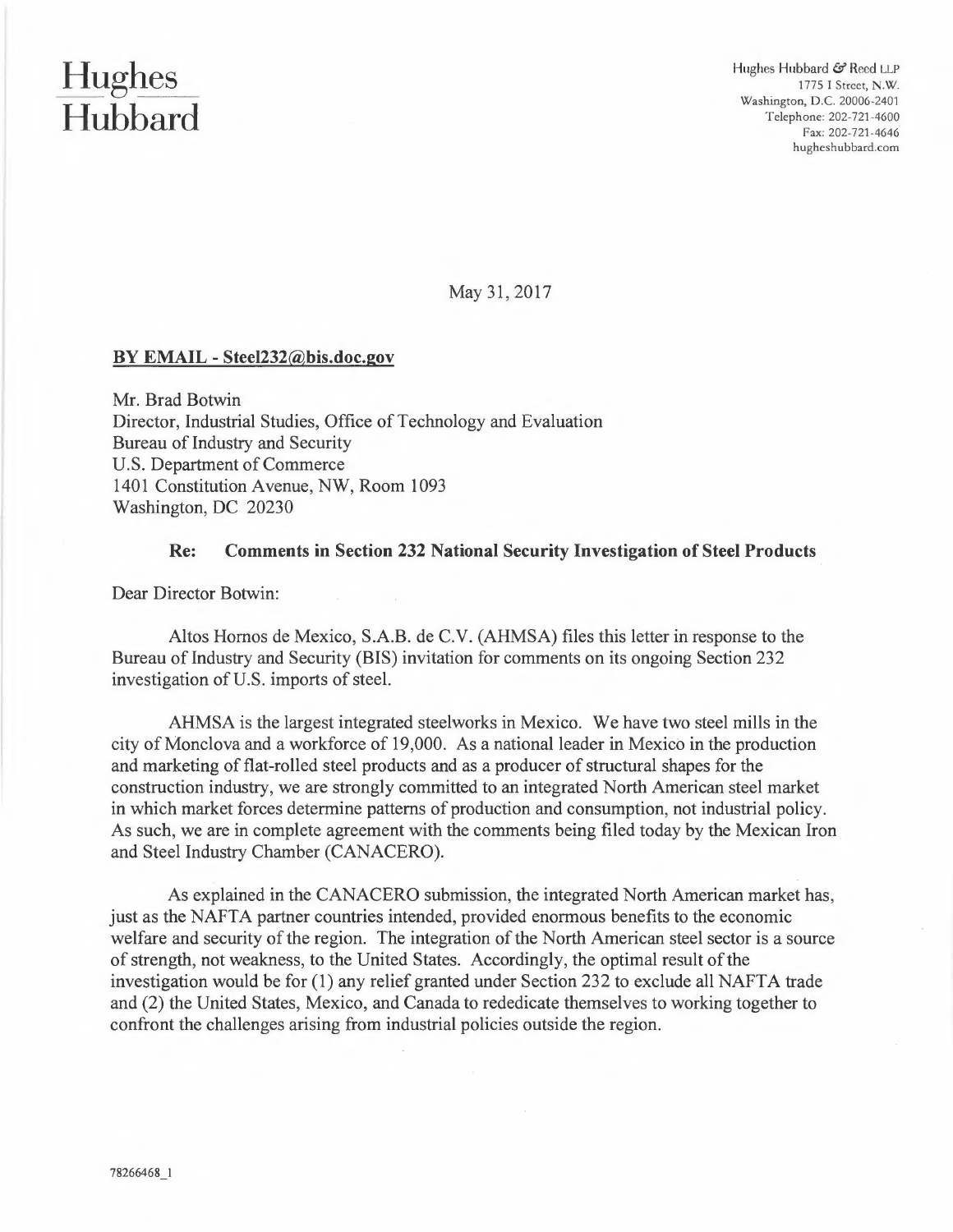# Hughes Hubbard

Hughes Hubbard & Reed LLP
1775 I Street, N.W.
Washington, D.C. 20006-2401
Telephone: 202-721-4600
Fax: 202-721-4646
hugheshubbard.com

May 31, 2017

**BY EMAIL - Steel232@bis.doc.gov**

Mr. Brad Botwin
Director, Industrial Studies, Office of Technology and Evaluation
Bureau of Industry and Security
U.S. Department of Commerce
1401 Constitution Avenue, NW, Room 1093
Washington, DC 20230

**Re: Comments in Section 232 National Security Investigation of Steel Products**

Dear Director Botwin:

Altos Hornos de Mexico, S.A.B. de C.V. (AHMSA) files this letter in response to the Bureau of Industry and Security (BIS) invitation for comments on its ongoing Section 232 investigation of U.S. imports of steel.

AHMSA is the largest integrated steelworks in Mexico. We have two steel mills in the city of Monclova and a workforce of 19,000. As a national leader in Mexico in the production and marketing of flat-rolled steel products and as a producer of structural shapes for the construction industry, we are strongly committed to an integrated North American steel market in which market forces determine patterns of production and consumption, not industrial policy. As such, we are in complete agreement with the comments being filed today by the Mexican Iron and Steel Industry Chamber (CANACERO).

As explained in the CANACERO submission, the integrated North American market has, just as the NAFTA partner countries intended, provided enormous benefits to the economic welfare and security of the region. The integration of the North American steel sector is a source of strength, not weakness, to the United States. Accordingly, the optimal result of the investigation would be for (1) any relief granted under Section 232 to exclude all NAFTA trade and (2) the United States, Mexico, and Canada to rededicate themselves to working together to confront the challenges arising from industrial policies outside the region.

78266468_1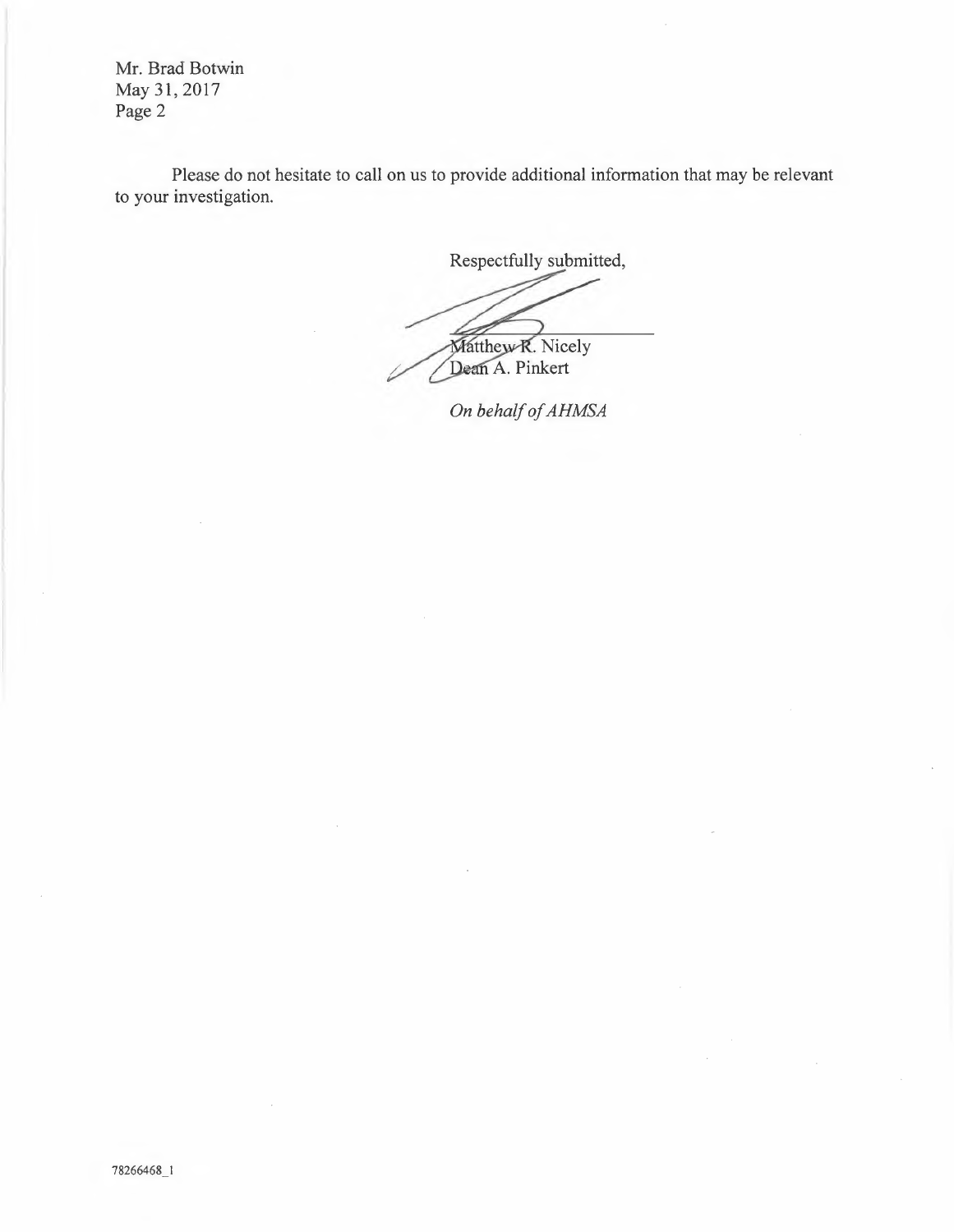Mr. Brad Botwin
May 31, 2017
Page 2

Please do not hesitate to call on us to provide additional information that may be relevant to your investigation.

Respectfully submitted,

Matthew R. Nicely
Dean A. Pinkert

*On behalf of AHMSA*

78266468_1